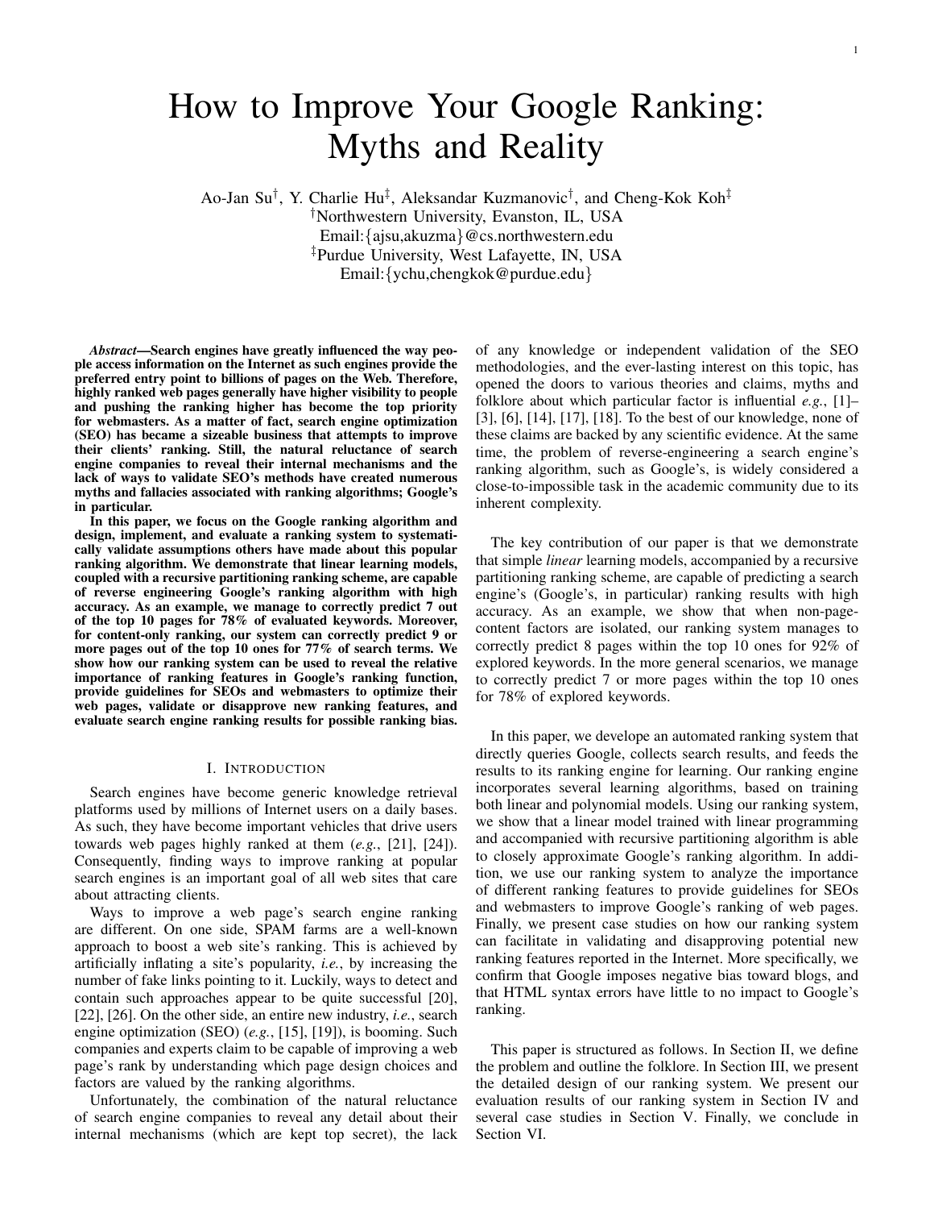# How to Improve Your Google Ranking: Myths and Reality

Ao-Jan Su[†], Y. Charlie Hu[‡], Aleksandar Kuzmanovic[†], and Cheng-Kok Koh[‡]

[†]Northwestern University, Evanston, IL, USA

Email:{ajsu,akuzma}@cs.northwestern.edu

[‡]Purdue University, West Lafayette, IN, USA

Email:{ychu,chengkok@purdue.edu}

***Abstract*—Search engines have greatly influenced the way people access information on the Internet as such engines provide the preferred entry point to billions of pages on the Web. Therefore, highly ranked web pages generally have higher visibility to people and pushing the ranking higher has become the top priority for webmasters. As a matter of fact, search engine optimization (SEO) has became a sizeable business that attempts to improve their clients' ranking. Still, the natural reluctance of search engine companies to reveal their internal mechanisms and the lack of ways to validate SEO's methods have created numerous myths and fallacies associated with ranking algorithms; Google's in particular.**

**In this paper, we focus on the Google ranking algorithm and design, implement, and evaluate a ranking system to systematically validate assumptions others have made about this popular ranking algorithm. We demonstrate that linear learning models, coupled with a recursive partitioning ranking scheme, are capable of reverse engineering Google's ranking algorithm with high accuracy. As an example, we manage to correctly predict 7 out of the top 10 pages for 78% of evaluated keywords. Moreover, for content-only ranking, our system can correctly predict 9 or more pages out of the top 10 ones for 77% of search terms. We show how our ranking system can be used to reveal the relative importance of ranking features in Google's ranking function, provide guidelines for SEOs and webmasters to optimize their web pages, validate or disapprove new ranking features, and evaluate search engine ranking results for possible ranking bias.**

## I. Introduction

Search engines have become generic knowledge retrieval platforms used by millions of Internet users on a daily bases. As such, they have become important vehicles that drive users towards web pages highly ranked at them (*e.g.*, [21], [24]). Consequently, finding ways to improve ranking at popular search engines is an important goal of all web sites that care about attracting clients.

Ways to improve a web page's search engine ranking are different. On one side, SPAM farms are a well-known approach to boost a web site's ranking. This is achieved by artificially inflating a site's popularity, *i.e.*, by increasing the number of fake links pointing to it. Luckily, ways to detect and contain such approaches appear to be quite successful [20], [22], [26]. On the other side, an entire new industry, *i.e.*, search engine optimization (SEO) (*e.g.*, [15], [19]), is booming. Such companies and experts claim to be capable of improving a web page's rank by understanding which page design choices and factors are valued by the ranking algorithms.

Unfortunately, the combination of the natural reluctance of search engine companies to reveal any detail about their internal mechanisms (which are kept top secret), the lack of any knowledge or independent validation of the SEO methodologies, and the ever-lasting interest on this topic, has opened the doors to various theories and claims, myths and folklore about which particular factor is influential *e.g.*, [1]–[3], [6], [14], [17], [18]. To the best of our knowledge, none of these claims are backed by any scientific evidence. At the same time, the problem of reverse-engineering a search engine's ranking algorithm, such as Google's, is widely considered a close-to-impossible task in the academic community due to its inherent complexity.

The key contribution of our paper is that we demonstrate that simple *linear* learning models, accompanied by a recursive partitioning ranking scheme, are capable of predicting a search engine's (Google's, in particular) ranking results with high accuracy. As an example, we show that when non-page-content factors are isolated, our ranking system manages to correctly predict 8 pages within the top 10 ones for 92% of explored keywords. In the more general scenarios, we manage to correctly predict 7 or more pages within the top 10 ones for 78% of explored keywords.

In this paper, we develope an automated ranking system that directly queries Google, collects search results, and feeds the results to its ranking engine for learning. Our ranking engine incorporates several learning algorithms, based on training both linear and polynomial models. Using our ranking system, we show that a linear model trained with linear programming and accompanied with recursive partitioning algorithm is able to closely approximate Google's ranking algorithm. In addition, we use our ranking system to analyze the importance of different ranking features to provide guidelines for SEOs and webmasters to improve Google's ranking of web pages. Finally, we present case studies on how our ranking system can facilitate in validating and disapproving potential new ranking features reported in the Internet. More specifically, we confirm that Google imposes negative bias toward blogs, and that HTML syntax errors have little to no impact to Google's ranking.

This paper is structured as follows. In Section II, we define the problem and outline the folklore. In Section III, we present the detailed design of our ranking system. We present our evaluation results of our ranking system in Section IV and several case studies in Section V. Finally, we conclude in Section VI.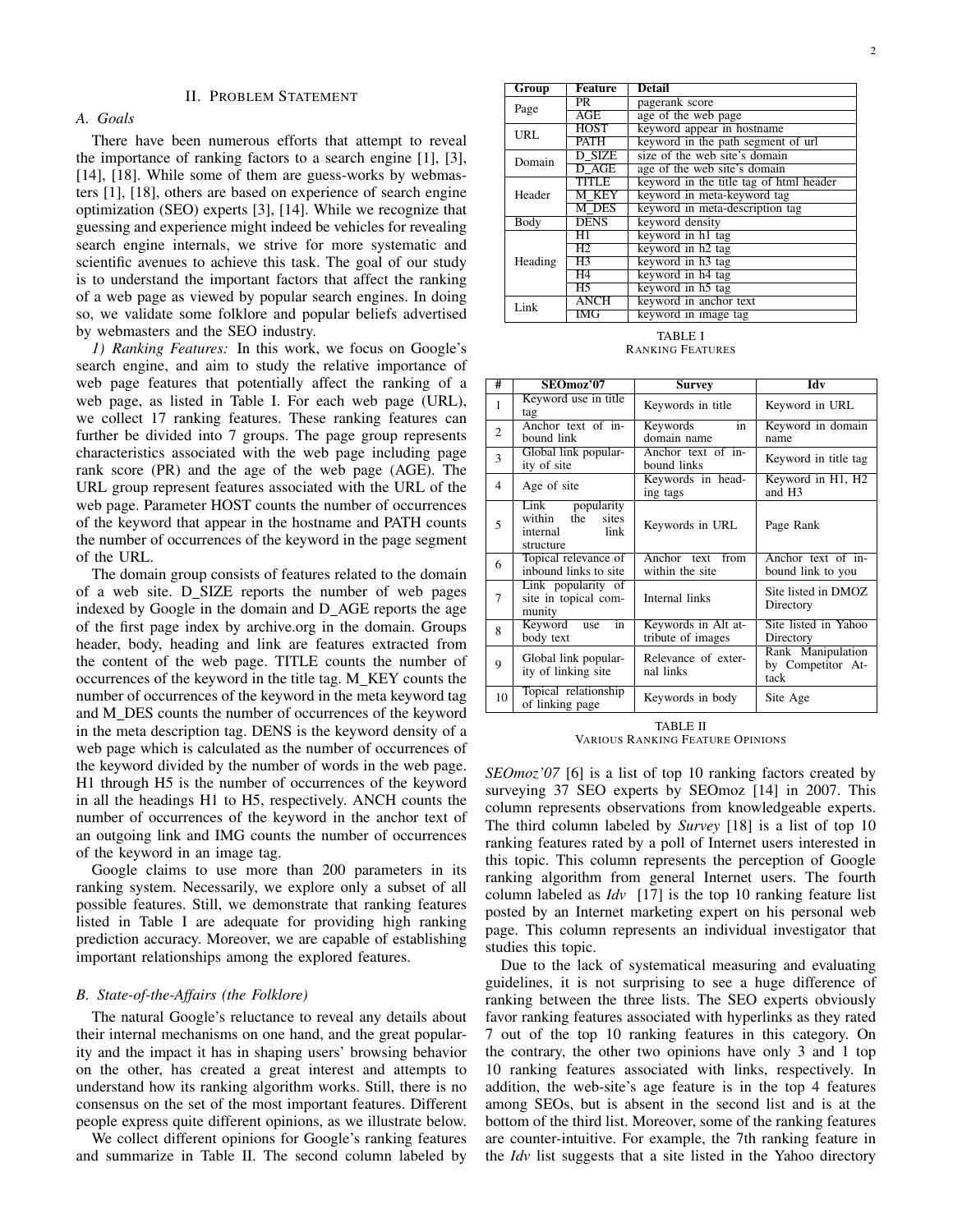## II. Problem Statement

### A. Goals

There have been numerous efforts that attempt to reveal the importance of ranking factors to a search engine [1], [3], [14], [18]. While some of them are guess-works by webmasters [1], [18], others are based on experience of search engine optimization (SEO) experts [3], [14]. While we recognize that guessing and experience might indeed be vehicles for revealing search engine internals, we strive for more systematic and scientific avenues to achieve this task. The goal of our study is to understand the important factors that affect the ranking of a web page as viewed by popular search engines. In doing so, we validate some folklore and popular beliefs advertised by webmasters and the SEO industry.

*1) Ranking Features:* In this work, we focus on Google's search engine, and aim to study the relative importance of web page features that potentially affect the ranking of a web page, as listed in Table I. For each web page (URL), we collect 17 ranking features. These ranking features can further be divided into 7 groups. The page group represents characteristics associated with the web page including page rank score (PR) and the age of the web page (AGE). The URL group represent features associated with the URL of the web page. Parameter HOST counts the number of occurrences of the keyword that appear in the hostname and PATH counts the number of occurrences of the keyword in the page segment of the URL.

The domain group consists of features related to the domain of a web site. D_SIZE reports the number of web pages indexed by Google in the domain and D_AGE reports the age of the first page index by archive.org in the domain. Groups header, body, heading and link are features extracted from the content of the web page. TITLE counts the number of occurrences of the keyword in the title tag. M_KEY counts the number of occurrences of the keyword in the meta keyword tag and M_DES counts the number of occurrences of the keyword in the meta description tag. DENS is the keyword density of a web page which is calculated as the number of occurrences of the keyword divided by the number of words in the web page. H1 through H5 is the number of occurrences of the keyword in all the headings H1 to H5, respectively. ANCH counts the number of occurrences of the keyword in the anchor text of an outgoing link and IMG counts the number of occurrences of the keyword in an image tag.

Google claims to use more than 200 parameters in its ranking system. Necessarily, we explore only a subset of all possible features. Still, we demonstrate that ranking features listed in Table I are adequate for providing high ranking prediction accuracy. Moreover, we are capable of establishing important relationships among the explored features.

| Group | Feature | Detail |
|---|---|---|
| Page | PR | pagerank score |
| | AGE | age of the web page |
| URL | HOST | keyword appear in hostname |
| | PATH | keyword in the path segment of url |
| Domain | D_SIZE | size of the web site's domain |
| | D_AGE | age of the web site's domain |
| Header | TITLE | keyword in the title tag of html header |
| | M_KEY | keyword in meta-keyword tag |
| | M_DES | keyword in meta-description tag |
| Body | DENS | keyword density |
| Heading | H1 | keyword in h1 tag |
| | H2 | keyword in h2 tag |
| | H3 | keyword in h3 tag |
| | H4 | keyword in h4 tag |
| | H5 | keyword in h5 tag |
| Link | ANCH | keyword in anchor text |
| | IMG | keyword in image tag |

TABLE I
RANKING FEATURES

### B. State-of-the-Affairs (the Folklore)

The natural Google's reluctance to reveal any details about their internal mechanisms on one hand, and the great popularity and the impact it has in shaping users' browsing behavior on the other, has created a great interest and attempts to understand how its ranking algorithm works. Still, there is no consensus on the set of the most important features. Different people express quite different opinions, as we illustrate below.

We collect different opinions for Google's ranking features and summarize in Table II. The second column labeled by *SEOmoz'07* [6] is a list of top 10 ranking factors created by surveying 37 SEO experts by SEOmoz [14] in 2007. This column represents observations from knowledgeable experts. The third column labeled by *Survey* [18] is a list of top 10 ranking features rated by a poll of Internet users interested in this topic. This column represents the perception of Google ranking algorithm from general Internet users. The fourth column labeled as *Idv* [17] is the top 10 ranking feature list posted by an Internet marketing expert on his personal web page. This column represents an individual investigator that studies this topic.

| # | SEOmoz'07 | Survey | Idv |
|---|---|---|---|
| 1 | Keyword use in title tag | Keywords in title | Keyword in URL |
| 2 | Anchor text of inbound link | Keywords in domain name | Keyword in domain name |
| 3 | Global link popularity of site | Anchor text of inbound links | Keyword in title tag |
| 4 | Age of site | Keywords in heading tags | Keyword in H1, H2 and H3 |
| 5 | Link popularity within the sites internal link structure | Keywords in URL | Page Rank |
| 6 | Topical relevance of inbound links to site | Anchor text from within the site | Anchor text of inbound link to you |
| 7 | Link popularity of site in topical community | Internal links | Site listed in DMOZ Directory |
| 8 | Keyword use in body text | Keywords in Alt attribute of images | Site listed in Yahoo Directory |
| 9 | Global link popularity of linking site | Relevance of external links | Rank Manipulation by Competitor Attack |
| 10 | Topical relationship of linking page | Keywords in body | Site Age |

TABLE II
VARIOUS RANKING FEATURE OPINIONS

Due to the lack of systematical measuring and evaluating guidelines, it is not surprising to see a huge difference of ranking between the three lists. The SEO experts obviously favor ranking features associated with hyperlinks as they rated 7 out of the top 10 ranking features in this category. On the contrary, the other two opinions have only 3 and 1 top 10 ranking features associated with links, respectively. In addition, the web-site's age feature is in the top 4 features among SEOs, but is absent in the second list and is at the bottom of the third list. Moreover, some of the ranking features are counter-intuitive. For example, the 7th ranking feature in the *Idv* list suggests that a site listed in the Yahoo directory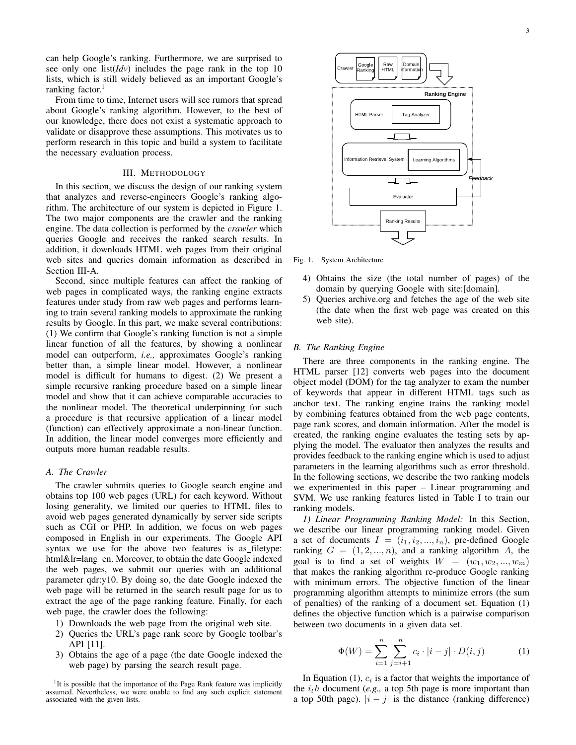can help Google's ranking. Furthermore, we are surprised to see only one list(*Idv*) includes the page rank in the top 10 lists, which is still widely believed as an important Google's ranking factor.[1]

From time to time, Internet users will see rumors that spread about Google's ranking algorithm. However, to the best of our knowledge, there does not exist a systematic approach to validate or disapprove these assumptions. This motivates us to perform research in this topic and build a system to facilitate the necessary evaluation process.

## III. Methodology

In this section, we discuss the design of our ranking system that analyzes and reverse-engineers Google's ranking algorithm. The architecture of our system is depicted in Figure 1. The two major components are the crawler and the ranking engine. The data collection is performed by the *crawler* which queries Google and receives the ranked search results. In addition, it downloads HTML web pages from their original web sites and queries domain information as described in Section III-A.

Second, since multiple features can affect the ranking of web pages in complicated ways, the ranking engine extracts features under study from raw web pages and performs learning to train several ranking models to approximate the ranking results by Google. In this part, we make several contributions: (1) We confirm that Google's ranking function is not a simple linear function of all the features, by showing a nonlinear model can outperform, *i.e.,* approximates Google's ranking better than, a simple linear model. However, a nonlinear model is difficult for humans to digest. (2) We present a simple recursive ranking procedure based on a simple linear model and show that it can achieve comparable accuracies to the nonlinear model. The theoretical underpinning for such a procedure is that recursive application of a linear model (function) can effectively approximate a non-linear function. In addition, the linear model converges more efficiently and outputs more human readable results.

### A. The Crawler

The crawler submits queries to Google search engine and obtains top 100 web pages (URL) for each keyword. Without losing generality, we limited our queries to HTML files to avoid web pages generated dynamically by server side scripts such as CGI or PHP. In addition, we focus on web pages composed in English in our experiments. The Google API syntax we use for the above two features is as_filetype: html&lr=lang_en. Moreover, to obtain the date Google indexed the web pages, we submit our queries with an additional parameter qdr:y10. By doing so, the date Google indexed the web page will be returned in the search result page for us to extract the age of the page ranking feature. Finally, for each web page, the crawler does the following:

1) Downloads the web page from the original web site.
2) Queries the URL's page rank score by Google toolbar's API [11].
3) Obtains the age of a page (the date Google indexed the web page) by parsing the search result page.
4) Obtains the size (the total number of pages) of the domain by querying Google with site:[domain].
5) Queries archive.org and fetches the age of the web site (the date when the first web page was created on this web site).

[1]It is possible that the importance of the Page Rank feature was implicitly assumed. Nevertheless, we were unable to find any such explicit statement associated with the given lists.

Crawler | Google Ranking | Raw HTML | Domain Information

Ranking Engine: HTML Parser / Tag Analyzer; Information Retrieval System / Learning Algorithms; Evaluator (Feedback); Ranking Results

Fig. 1. System Architecture

### B. The Ranking Engine

There are three components in the ranking engine. The HTML parser [12] converts web pages into the document object model (DOM) for the tag analyzer to exam the number of keywords that appear in different HTML tags such as anchor text. The ranking engine trains the ranking model by combining features obtained from the web page contents, page rank scores, and domain information. After the model is created, the ranking engine evaluates the testing sets by applying the model. The evaluator then analyzes the results and provides feedback to the ranking engine which is used to adjust parameters in the learning algorithms such as error threshold. In the following sections, we describe the two ranking models we experimented in this paper – Linear programming and SVM. We use ranking features listed in Table I to train our ranking models.

*1) Linear Programming Ranking Model:* In this Section, we describe our linear programming ranking model. Given a set of documents $I = (i_1, i_2, ..., i_n)$, pre-defined Google ranking $G = (1, 2, ..., n)$, and a ranking algorithm $A$, the goal is to find a set of weights $W = (w_1, w_2, ..., w_m)$ that makes the ranking algorithm re-produce Google ranking with minimum errors. The objective function of the linear programming algorithm attempts to minimize errors (the sum of penalties) of the ranking of a document set. Equation (1) defines the objective function which is a pairwise comparison between two documents in a given data set.

$$\Phi(W) = \sum_{i=1}^{n} \sum_{j=i+1}^{n} c_i \cdot |i - j| \cdot D(i, j) \tag{1}$$

In Equation (1), $c_i$ is a factor that weights the importance of the $i_th$ document (*e.g.,* a top 5th page is more important than a top 50th page). $|i - j|$ is the distance (ranking difference)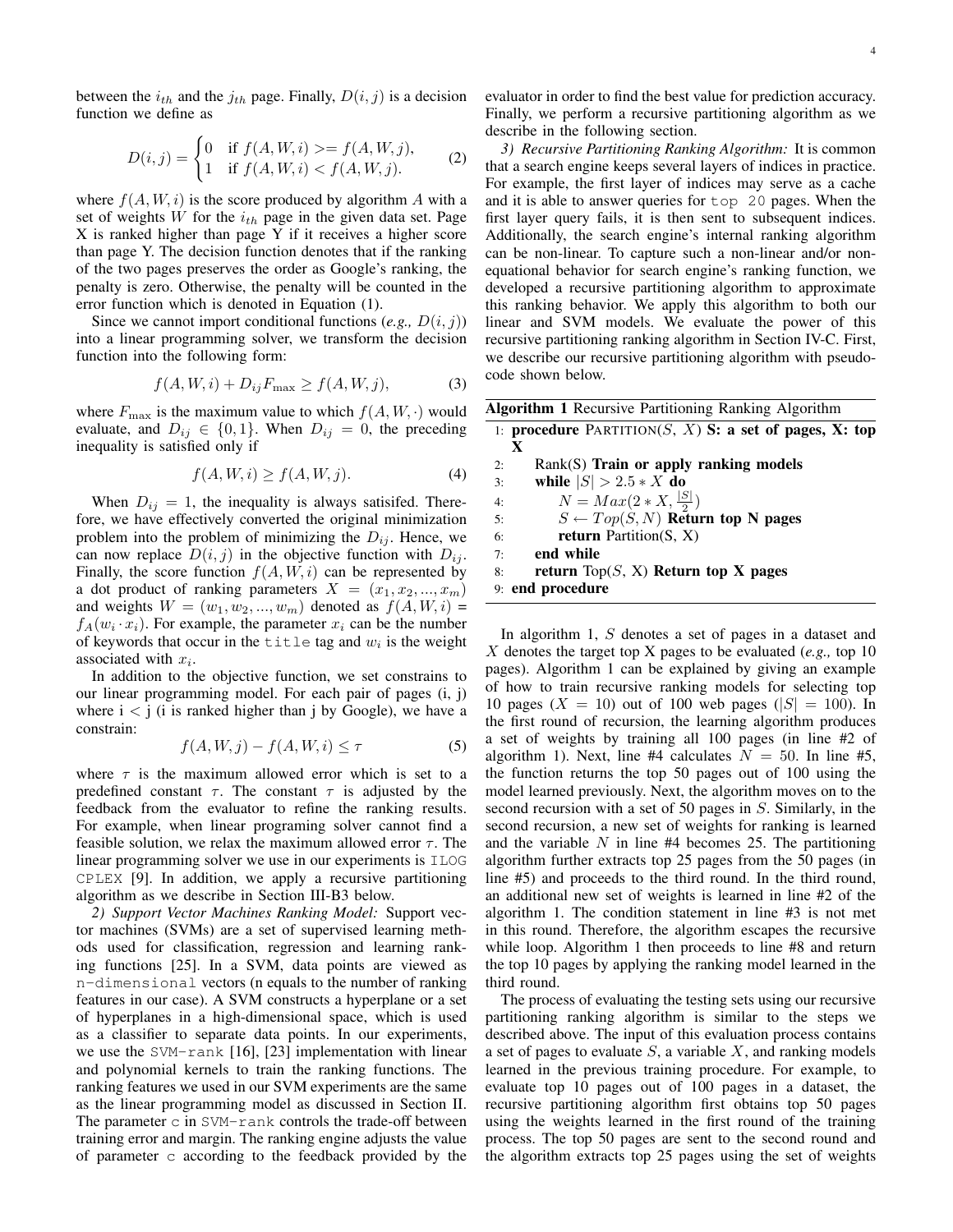between the $i_{th}$ and the $j_{th}$ page. Finally, $D(i,j)$ is a decision function we define as

$$D(i,j) = \begin{cases} 0 & \text{if } f(A,W,i) >= f(A,W,j), \\ 1 & \text{if } f(A,W,i) < f(A,W,j). \end{cases} \tag{2}$$

where $f(A,W,i)$ is the score produced by algorithm $A$ with a set of weights $W$ for the $i_{th}$ page in the given data set. Page X is ranked higher than page Y if it receives a higher score than page Y. The decision function denotes that if the ranking of the two pages preserves the order as Google's ranking, the penalty is zero. Otherwise, the penalty will be counted in the error function which is denoted in Equation (1).

Since we cannot import conditional functions (*e.g.,* $D(i,j)$) into a linear programming solver, we transform the decision function into the following form:

$$f(A,W,i) + D_{ij}F_{\max} \geq f(A,W,j), \tag{3}$$

where $F_{\max}$ is the maximum value to which $f(A,W,\cdot)$ would evaluate, and $D_{ij} \in \{0,1\}$. When $D_{ij} = 0$, the preceding inequality is satisfied only if

$$f(A,W,i) \geq f(A,W,j). \tag{4}$$

When $D_{ij} = 1$, the inequality is always satisifed. Therefore, we have effectively converted the original minimization problem into the problem of minimizing the $D_{ij}$. Hence, we can now replace $D(i,j)$ in the objective function with $D_{ij}$. Finally, the score function $f(A,W,i)$ can be represented by a dot product of ranking parameters $X = (x_1, x_2, ..., x_m)$ and weights $W = (w_1, w_2, ..., w_m)$ denoted as $f(A,W,i) = f_A(w_i \cdot x_i)$. For example, the parameter $x_i$ can be the number of keywords that occur in the `title` tag and $w_i$ is the weight associated with $x_i$.

In addition to the objective function, we set constrains to our linear programming model. For each pair of pages (i, j) where i < j (i is ranked higher than j by Google), we have a constrain:

$$f(A,W,j) - f(A,W,i) \leq \tau \tag{5}$$

where $\tau$ is the maximum allowed error which is set to a predefined constant $\tau$. The constant $\tau$ is adjusted by the feedback from the evaluator to refine the ranking results. For example, when linear programing solver cannot find a feasible solution, we relax the maximum allowed error $\tau$. The linear programming solver we use in our experiments is `ILOG CPLEX` [9]. In addition, we apply a recursive partitioning algorithm as we describe in Section III-B3 below.

*2) Support Vector Machines Ranking Model:* Support vector machines (SVMs) are a set of supervised learning methods used for classification, regression and learning ranking functions [25]. In a SVM, data points are viewed as `n-dimensional` vectors (n equals to the number of ranking features in our case). A SVM constructs a hyperplane or a set of hyperplanes in a high-dimensional space, which is used as a classifier to separate data points. In our experiments, we use the `SVM-rank` [16], [23] implementation with linear and polynomial kernels to train the ranking functions. The ranking features we used in our SVM experiments are the same as the linear programming model as discussed in Section II. The parameter `c` in `SVM-rank` controls the trade-off between training error and margin. The ranking engine adjusts the value of parameter `c` according to the feedback provided by the evaluator in order to find the best value for prediction accuracy. Finally, we perform a recursive partitioning algorithm as we describe in the following section.

*3) Recursive Partitioning Ranking Algorithm:* It is common that a search engine keeps several layers of indices in practice. For example, the first layer of indices may serve as a cache and it is able to answer queries for `top 20` pages. When the first layer query fails, it is then sent to subsequent indices. Additionally, the search engine's internal ranking algorithm can be non-linear. To capture such a non-linear and/or non-equational behavior for search engine's ranking function, we developed a recursive partitioning algorithm to approximate this ranking behavior. We apply this algorithm to both our linear and SVM models. We evaluate the power of this recursive partitioning ranking algorithm in Section IV-C. First, we describe our recursive partitioning algorithm with pseudo-code shown below.

**Algorithm 1** Recursive Partitioning Ranking Algorithm

```
1: procedure PARTITION(S, X) S: a set of pages, X: top X
2:     Rank(S) Train or apply ranking models
3:     while |S| > 2.5 * X do
4:         N = Max(2 * X, |S|/2)
5:         S ← Top(S, N) Return top N pages
6:         return Partition(S, X)
7:     end while
8:     return Top(S, X) Return top X pages
9: end procedure
```

In algorithm 1, $S$ denotes a set of pages in a dataset and $X$ denotes the target top X pages to be evaluated (*e.g.,* top 10 pages). Algorithm 1 can be explained by giving an example of how to train recursive ranking models for selecting top 10 pages ($X = 10$) out of 100 web pages ($|S| = 100$). In the first round of recursion, the learning algorithm produces a set of weights by training all 100 pages (in line #2 of algorithm 1). Next, line #4 calculates $N = 50$. In line #5, the function returns the top 50 pages out of 100 using the model learned previously. Next, the algorithm moves on to the second recursion with a set of 50 pages in $S$. Similarly, in the second recursion, a new set of weights for ranking is learned and the variable $N$ in line #4 becomes 25. The partitioning algorithm further extracts top 25 pages from the 50 pages (in line #5) and proceeds to the third round. In the third round, an additional new set of weights is learned in line #2 of the algorithm 1. The condition statement in line #3 is not met in this round. Therefore, the algorithm escapes the recursive while loop. Algorithm 1 then proceeds to line #8 and return the top 10 pages by applying the ranking model learned in the third round.

The process of evaluating the testing sets using our recursive partitioning ranking algorithm is similar to the steps we described above. The input of this evaluation process contains a set of pages to evaluate $S$, a variable $X$, and ranking models learned in the previous training procedure. For example, to evaluate top 10 pages out of 100 pages in a dataset, the recursive partitioning algorithm first obtains top 50 pages using the weights learned in the first round of the training process. The top 50 pages are sent to the second round and the algorithm extracts top 25 pages using the set of weights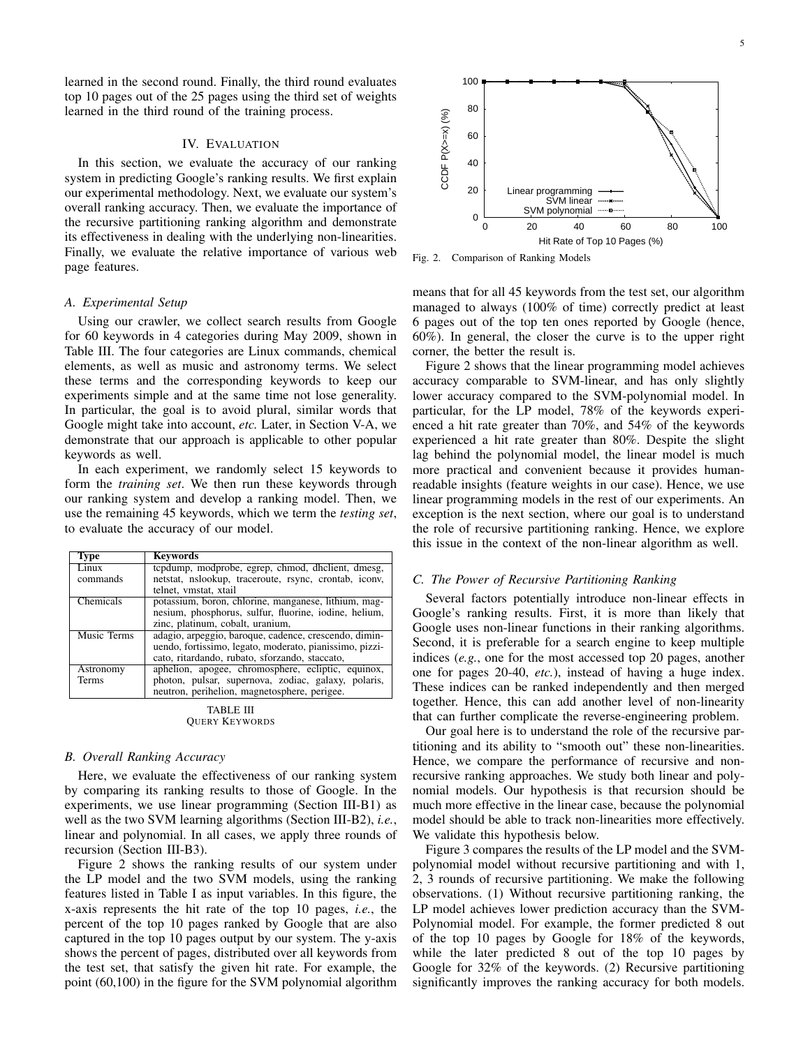learned in the second round. Finally, the third round evaluates top 10 pages out of the 25 pages using the third set of weights learned in the third round of the training process.

## IV. Evaluation

In this section, we evaluate the accuracy of our ranking system in predicting Google's ranking results. We first explain our experimental methodology. Next, we evaluate our system's overall ranking accuracy. Then, we evaluate the importance of the recursive partitioning ranking algorithm and demonstrate its effectiveness in dealing with the underlying non-linearities. Finally, we evaluate the relative importance of various web page features.

### A. Experimental Setup

Using our crawler, we collect search results from Google for 60 keywords in 4 categories during May 2009, shown in Table III. The four categories are Linux commands, chemical elements, as well as music and astronomy terms. We select these terms and the corresponding keywords to keep our experiments simple and at the same time not lose generality. In particular, the goal is to avoid plural, similar words that Google might take into account, *etc.* Later, in Section V-A, we demonstrate that our approach is applicable to other popular keywords as well.

In each experiment, we randomly select 15 keywords to form the *training set*. We then run these keywords through our ranking system and develop a ranking model. Then, we use the remaining 45 keywords, which we term the *testing set*, to evaluate the accuracy of our model.

| Type | Keywords |
|---|---|
| Linux commands | tcpdump, modprobe, egrep, chmod, dhclient, dmesg, netstat, nslookup, traceroute, rsync, crontab, iconv, telnet, vmstat, xtail |
| Chemicals | potassium, boron, chlorine, manganese, lithium, magnesium, phosphorus, sulfur, fluorine, iodine, helium, zinc, platinum, cobalt, uranium, |
| Music Terms | adagio, arpeggio, baroque, cadence, crescendo, diminuendo, fortissimo, legato, moderato, pianissimo, pizzicato, ritardando, rubato, sforzando, staccato, |
| Astronomy Terms | aphelion, apogee, chromosphere, ecliptic, equinox, photon, pulsar, supernova, zodiac, galaxy, polaris, neutron, perihelion, magnetosphere, perigee. |

TABLE III
Query Keywords

### B. Overall Ranking Accuracy

Here, we evaluate the effectiveness of our ranking system by comparing its ranking results to those of Google. In the experiments, we use linear programming (Section III-B1) as well as the two SVM learning algorithms (Section III-B2), *i.e.*, linear and polynomial. In all cases, we apply three rounds of recursion (Section III-B3).

Figure 2 shows the ranking results of our system under the LP model and the two SVM models, using the ranking features listed in Table I as input variables. In this figure, the x-axis represents the hit rate of the top 10 pages, *i.e.*, the percent of the top 10 pages ranked by Google that are also captured in the top 10 pages output by our system. The y-axis shows the percent of pages, distributed over all keywords from the test set, that satisfy the given hit rate. For example, the point (60,100) in the figure for the SVM polynomial algorithm means that for all 45 keywords from the test set, our algorithm managed to always (100% of time) correctly predict at least 6 pages out of the top ten ones reported by Google (hence, 60%). In general, the closer the curve is to the upper right corner, the better the result is.

Fig. 2. Comparison of Ranking Models

Figure 2 shows that the linear programming model achieves accuracy comparable to SVM-linear, and has only slightly lower accuracy compared to the SVM-polynomial model. In particular, for the LP model, 78% of the keywords experienced a hit rate greater than 70%, and 54% of the keywords experienced a hit rate greater than 80%. Despite the slight lag behind the polynomial model, the linear model is much more practical and convenient because it provides human-readable insights (feature weights in our case). Hence, we use linear programming models in the rest of our experiments. An exception is the next section, where our goal is to understand the role of recursive partitioning ranking. Hence, we explore this issue in the context of the non-linear algorithm as well.

### C. The Power of Recursive Partitioning Ranking

Several factors potentially introduce non-linear effects in Google's ranking results. First, it is more than likely that Google uses non-linear functions in their ranking algorithms. Second, it is preferable for a search engine to keep multiple indices (*e.g.*, one for the most accessed top 20 pages, another one for pages 20-40, *etc.*), instead of having a huge index. These indices can be ranked independently and then merged together. Hence, this can add another level of non-linearity that can further complicate the reverse-engineering problem.

Our goal here is to understand the role of the recursive partitioning and its ability to "smooth out" these non-linearities. Hence, we compare the performance of recursive and non-recursive ranking approaches. We study both linear and polynomial models. Our hypothesis is that recursion should be much more effective in the linear case, because the polynomial model should be able to track non-linearities more effectively. We validate this hypothesis below.

Figure 3 compares the results of the LP model and the SVM-polynomial model without recursive partitioning and with 1, 2, 3 rounds of recursive partitioning. We make the following observations. (1) Without recursive partitioning ranking, the LP model achieves lower prediction accuracy than the SVM-Polynomial model. For example, the former predicted 8 out of the top 10 pages by Google for 18% of the keywords, while the later predicted 8 out of the top 10 pages by Google for 32% of the keywords. (2) Recursive partitioning significantly improves the ranking accuracy for both models.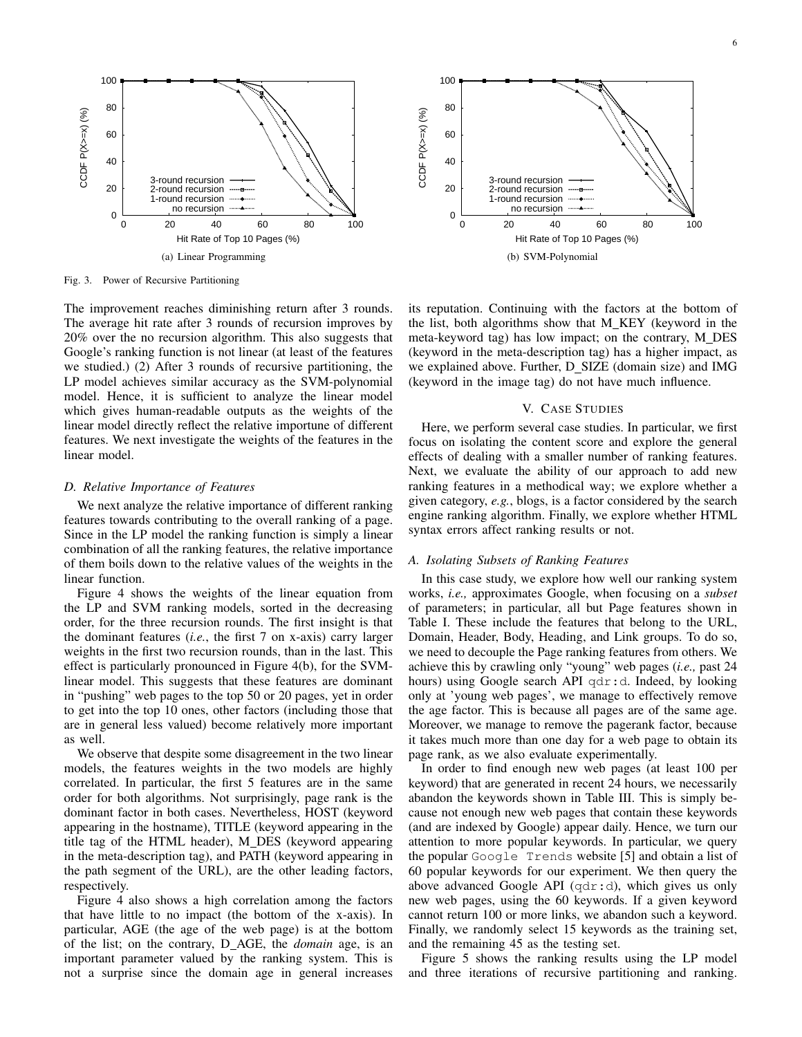(a) Linear Programming

(b) SVM-Polynomial

Fig. 3. Power of Recursive Partitioning

The improvement reaches diminishing return after 3 rounds. The average hit rate after 3 rounds of recursion improves by 20% over the no recursion algorithm. This also suggests that Google's ranking function is not linear (at least of the features we studied.) (2) After 3 rounds of recursive partitioning, the LP model achieves similar accuracy as the SVM-polynomial model. Hence, it is sufficient to analyze the linear model which gives human-readable outputs as the weights of the linear model directly reflect the relative importune of different features. We next investigate the weights of the features in the linear model.

### D. Relative Importance of Features

We next analyze the relative importance of different ranking features towards contributing to the overall ranking of a page. Since in the LP model the ranking function is simply a linear combination of all the ranking features, the relative importance of them boils down to the relative values of the weights in the linear function.

Figure 4 shows the weights of the linear equation from the LP and SVM ranking models, sorted in the decreasing order, for the three recursion rounds. The first insight is that the dominant features (*i.e.*, the first 7 on x-axis) carry larger weights in the first two recursion rounds, than in the last. This effect is particularly pronounced in Figure 4(b), for the SVM-linear model. This suggests that these features are dominant in "pushing" web pages to the top 50 or 20 pages, yet in order to get into the top 10 ones, other factors (including those that are in general less valued) become relatively more important as well.

We observe that despite some disagreement in the two linear models, the features weights in the two models are highly correlated. In particular, the first 5 features are in the same order for both algorithms. Not surprisingly, page rank is the dominant factor in both cases. Nevertheless, HOST (keyword appearing in the hostname), TITLE (keyword appearing in the title tag of the HTML header), M_DES (keyword appearing in the meta-description tag), and PATH (keyword appearing in the path segment of the URL), are the other leading factors, respectively.

Figure 4 also shows a high correlation among the factors that have little to no impact (the bottom of the x-axis). In particular, AGE (the age of the web page) is at the bottom of the list; on the contrary, D_AGE, the *domain* age, is an important parameter valued by the ranking system. This is not a surprise since the domain age in general increases its reputation. Continuing with the factors at the bottom of the list, both algorithms show that M_KEY (keyword in the meta-keyword tag) has low impact; on the contrary, M_DES (keyword in the meta-description tag) has a higher impact, as we explained above. Further, D_SIZE (domain size) and IMG (keyword in the image tag) do not have much influence.

## V. Case Studies

Here, we perform several case studies. In particular, we first focus on isolating the content score and explore the general effects of dealing with a smaller number of ranking features. Next, we evaluate the ability of our approach to add new ranking features in a methodical way; we explore whether a given category, *e.g.*, blogs, is a factor considered by the search engine ranking algorithm. Finally, we explore whether HTML syntax errors affect ranking results or not.

### A. Isolating Subsets of Ranking Features

In this case study, we explore how well our ranking system works, *i.e.,* approximates Google, when focusing on a *subset* of parameters; in particular, all but Page features shown in Table I. These include the features that belong to the URL, Domain, Header, Body, Heading, and Link groups. To do so, we need to decouple the Page ranking features from others. We achieve this by crawling only "young" web pages (*i.e.,* past 24 hours) using Google search API `qdr:d`. Indeed, by looking only at 'young web pages', we manage to effectively remove the age factor. This is because all pages are of the same age. Moreover, we manage to remove the pagerank factor, because it takes much more than one day for a web page to obtain its page rank, as we also evaluate experimentally.

In order to find enough new web pages (at least 100 per keyword) that are generated in recent 24 hours, we necessarily abandon the keywords shown in Table III. This is simply because not enough new web pages that contain these keywords (and are indexed by Google) appear daily. Hence, we turn our attention to more popular keywords. In particular, we query the popular `Google Trends` website [5] and obtain a list of 60 popular keywords for our experiment. We then query the above advanced Google API (`qdr:d`), which gives us only new web pages, using the 60 keywords. If a given keyword cannot return 100 or more links, we abandon such a keyword. Finally, we randomly select 15 keywords as the training set, and the remaining 45 as the testing set.

Figure 5 shows the ranking results using the LP model and three iterations of recursive partitioning and ranking.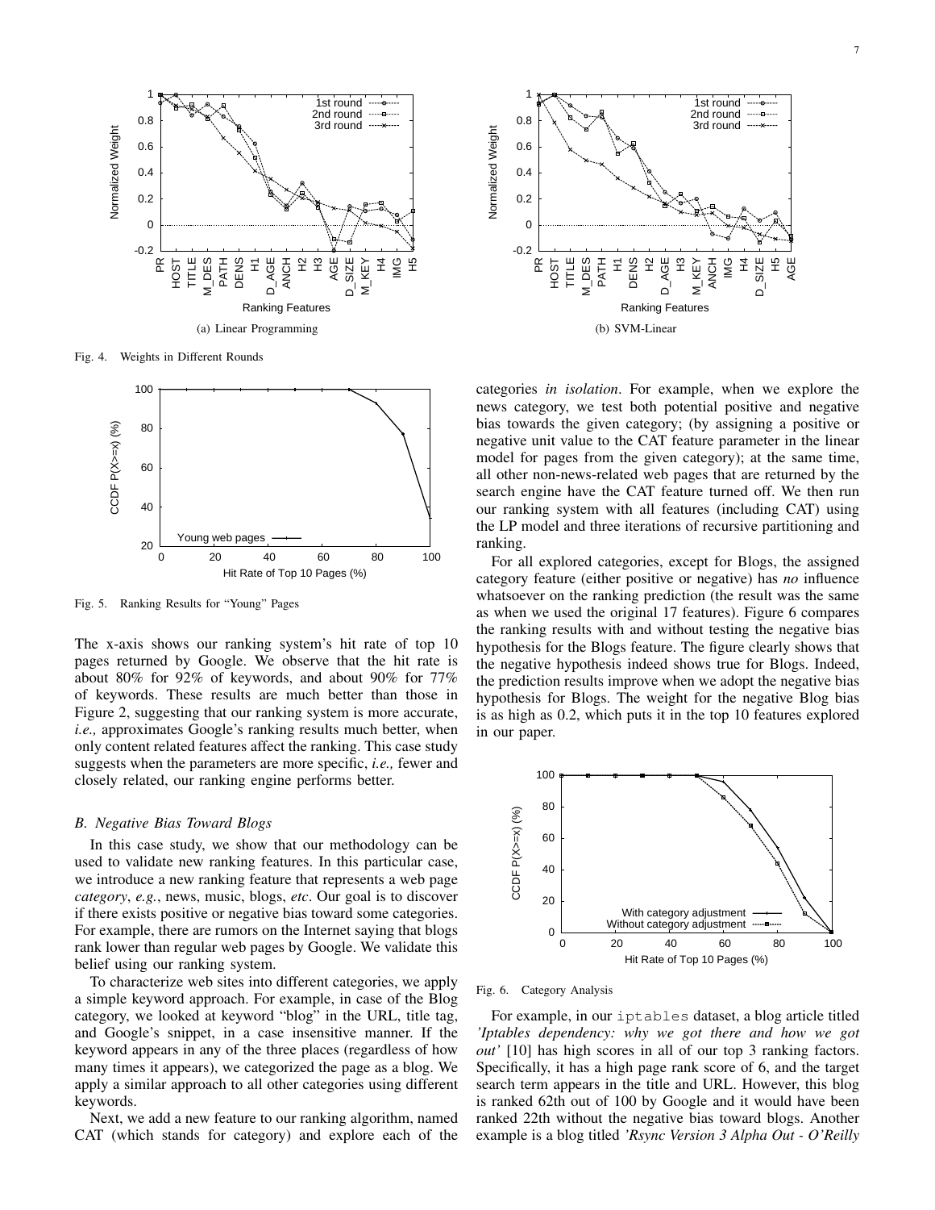(a) Linear Programming

(b) SVM-Linear

Fig. 4. Weights in Different Rounds

Fig. 5. Ranking Results for "Young" Pages

The x-axis shows our ranking system's hit rate of top 10 pages returned by Google. We observe that the hit rate is about 80% for 92% of keywords, and about 90% for 77% of keywords. These results are much better than those in Figure 2, suggesting that our ranking system is more accurate, *i.e.,* approximates Google's ranking results much better, when only content related features affect the ranking. This case study suggests when the parameters are more specific, *i.e.,* fewer and closely related, our ranking engine performs better.

### B. Negative Bias Toward Blogs

In this case study, we show that our methodology can be used to validate new ranking features. In this particular case, we introduce a new ranking feature that represents a web page *category*, *e.g.*, news, music, blogs, *etc*. Our goal is to discover if there exists positive or negative bias toward some categories. For example, there are rumors on the Internet saying that blogs rank lower than regular web pages by Google. We validate this belief using our ranking system.

To characterize web sites into different categories, we apply a simple keyword approach. For example, in case of the Blog category, we looked at keyword "blog" in the URL, title tag, and Google's snippet, in a case insensitive manner. If the keyword appears in any of the three places (regardless of how many times it appears), we categorized the page as a blog. We apply a similar approach to all other categories using different keywords.

Next, we add a new feature to our ranking algorithm, named CAT (which stands for category) and explore each of the categories *in isolation*. For example, when we explore the news category, we test both potential positive and negative bias towards the given category; (by assigning a positive or negative unit value to the CAT feature parameter in the linear model for pages from the given category); at the same time, all other non-news-related web pages that are returned by the search engine have the CAT feature turned off. We then run our ranking system with all features (including CAT) using the LP model and three iterations of recursive partitioning and ranking.

For all explored categories, except for Blogs, the assigned category feature (either positive or negative) has *no* influence whatsoever on the ranking prediction (the result was the same as when we used the original 17 features). Figure 6 compares the ranking results with and without testing the negative bias hypothesis for the Blogs feature. The figure clearly shows that the negative hypothesis indeed shows true for Blogs. Indeed, the prediction results improve when we adopt the negative bias hypothesis for Blogs. The weight for the negative Blog bias is as high as 0.2, which puts it in the top 10 features explored in our paper.

Fig. 6. Category Analysis

For example, in our `iptables` dataset, a blog article titled *'Iptables dependency: why we got there and how we got out'* [10] has high scores in all of our top 3 ranking factors. Specifically, it has a high page rank score of 6, and the target search term appears in the title and URL. However, this blog is ranked 62th out of 100 by Google and it would have been ranked 22th without the negative bias toward blogs. Another example is a blog titled *'Rsync Version 3 Alpha Out - O'Reilly*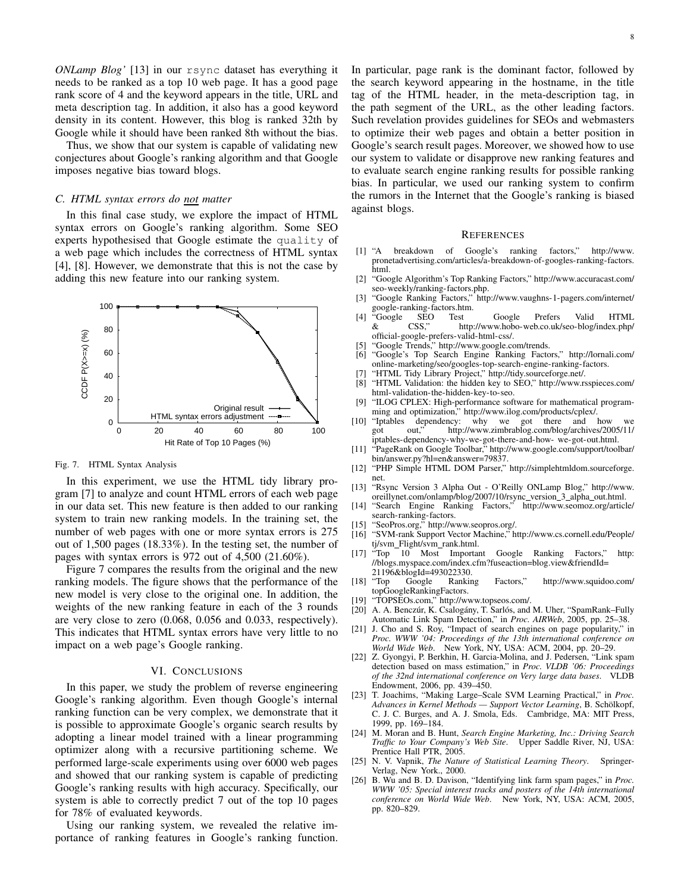*ONLamp Blog'* [13] in our rsync dataset has everything it needs to be ranked as a top 10 web page. It has a good page rank score of 4 and the keyword appears in the title, URL and meta description tag. In addition, it also has a good keyword density in its content. However, this blog is ranked 32th by Google while it should have been ranked 8th without the bias.

Thus, we show that our system is capable of validating new conjectures about Google's ranking algorithm and that Google imposes negative bias toward blogs.

### C. HTML syntax errors do not matter

In this final case study, we explore the impact of HTML syntax errors on Google's ranking algorithm. Some SEO experts hypothesised that Google estimate the quality of a web page which includes the correctness of HTML syntax [4], [8]. However, we demonstrate that this is not the case by adding this new feature into our ranking system.

CCDF P(X>=x) (%)
100
80
60
40
20
0
0 20 40 60 80 100
Hit Rate of Top 10 Pages (%)
Original result
HTML syntax errors adjustment

Fig. 7. HTML Syntax Analysis

In this experiment, we use the HTML tidy library program [7] to analyze and count HTML errors of each web page in our data set. This new feature is then added to our ranking system to train new ranking models. In the training set, the number of web pages with one or more syntax errors is 275 out of 1,500 pages (18.33%). In the testing set, the number of pages with syntax errors is 972 out of 4,500 (21.60%).

Figure 7 compares the results from the original and the new ranking models. The figure shows that the performance of the new model is very close to the original one. In addition, the weights of the new ranking feature in each of the 3 rounds are very close to zero (0.068, 0.056 and 0.033, respectively). This indicates that HTML syntax errors have very little to no impact on a web page's Google ranking.

## VI. Conclusions

In this paper, we study the problem of reverse engineering Google's ranking algorithm. Even though Google's internal ranking function can be very complex, we demonstrate that it is possible to approximate Google's organic search results by adopting a linear model trained with a linear programming optimizer along with a recursive partitioning scheme. We performed large-scale experiments using over 6000 web pages and showed that our ranking system is capable of predicting Google's ranking results with high accuracy. Specifically, our system is able to correctly predict 7 out of the top 10 pages for 78% of evaluated keywords.

Using our ranking system, we revealed the relative importance of ranking features in Google's ranking function. In particular, page rank is the dominant factor, followed by the search keyword appearing in the hostname, in the title tag of the HTML header, in the meta-description tag, in the path segment of the URL, as the other leading factors. Such revelation provides guidelines for SEOs and webmasters to optimize their web pages and obtain a better position in Google's search result pages. Moreover, we showed how to use our system to validate or disapprove new ranking features and to evaluate search engine ranking results for possible ranking bias. In particular, we used our ranking system to confirm the rumors in the Internet that the Google's ranking is biased against blogs.

## References

[1] "A breakdown of Google's ranking factors," http://www.pronetadvertising.com/articles/a-breakdown-of-googles-ranking-factors.html.

[2] "Google Algorithm's Top Ranking Factors," http://www.accuracast.com/seo-weekly/ranking-factors.php.

[3] "Google Ranking Factors," http://www.vaughns-1-pagers.com/internet/google-ranking-factors.htm.

[4] "Google SEO Test Google Prefers Valid HTML & CSS," http://www.hobo-web.co.uk/seo-blog/index.php/official-google-prefers-valid-html-css/.

[5] "Google Trends," http://www.google.com/trends.

[6] "Google's Top Search Engine Ranking Factors," http://lornali.com/online-marketing/seo/googles-top-search-engine-ranking-factors.

[7] "HTML Tidy Library Project," http://tidy.sourceforge.net/.

[8] "HTML Validation: the hidden key to SEO," http://www.rsspieces.com/html-validation-the-hidden-key-to-seo.

[9] "ILOG CPLEX: High-performance software for mathematical programming and optimization," http://www.ilog.com/products/cplex/.

[10] "Iptables dependency: why we got there and how we got out," http://www.zimbrablog.com/blog/archives/2005/11/iptables-dependency-why-we-got-there-and-how- we-got-out.html.

[11] "PageRank on Google Toolbar," http://www.google.com/support/toolbar/bin/answer.py?hl=en&answer=79837.

[12] "PHP Simple HTML DOM Parser," http://simplehtmldom.sourceforge.net.

[13] "Rsync Version 3 Alpha Out - O'Reilly ONLamp Blog," http://www.oreillynet.com/onlamp/blog/2007/10/rsync_version_3_alpha_out.html.

[14] "Search Engine Ranking Factors," http://www.seomoz.org/article/search-ranking-factors.

[15] "SeoPros.org," http://www.seopros.org/.

[16] "SVM-rank Support Vector Machine," http://www.cs.cornell.edu/People/tj/svm_Flight/svm_rank.html.

[17] "Top 10 Most Important Google Ranking Factors," http://blogs.myspace.com/index.cfm?fuseaction=blog.view&friendId=21196&blogId=493022330.

[18] "Top Google Ranking Factors," http://www.squidoo.com/topGoogleRankingFactors.

[19] "TOPSEOs.com," http://www.topseos.com/.

[20] A. A. Benczúr, K. Csalogány, T. Sarlós, and M. Uher, "SpamRank–Fully Automatic Link Spam Detection," in *Proc. AIRWeb*, 2005, pp. 25–38.

[21] J. Cho and S. Roy, "Impact of search engines on page popularity," in *Proc. WWW '04: Proceedings of the 13th international conference on World Wide Web*. New York, NY, USA: ACM, 2004, pp. 20–29.

[22] Z. Gyongyi, P. Berkhin, H. Garcia-Molina, and J. Pedersen, "Link spam detection based on mass estimation," in *Proc. VLDB '06: Proceedings of the 32nd international conference on Very large data bases*. VLDB Endowment, 2006, pp. 439–450.

[23] T. Joachims, "Making Large–Scale SVM Learning Practical," in *Proc. Advances in Kernel Methods — Support Vector Learning*, B. Schölkopf, C. J. C. Burges, and A. J. Smola, Eds. Cambridge, MA: MIT Press, 1999, pp. 169–184.

[24] M. Moran and B. Hunt, *Search Engine Marketing, Inc.: Driving Search Traffic to Your Company's Web Site*. Upper Saddle River, NJ, USA: Prentice Hall PTR, 2005.

[25] N. V. Vapnik, *The Nature of Statistical Learning Theory*. Springer-Verlag, New York., 2000.

[26] B. Wu and B. D. Davison, "Identifying link farm spam pages," in *Proc. WWW '05: Special interest tracks and posters of the 14th international conference on World Wide Web*. New York, NY, USA: ACM, 2005, pp. 820–829.